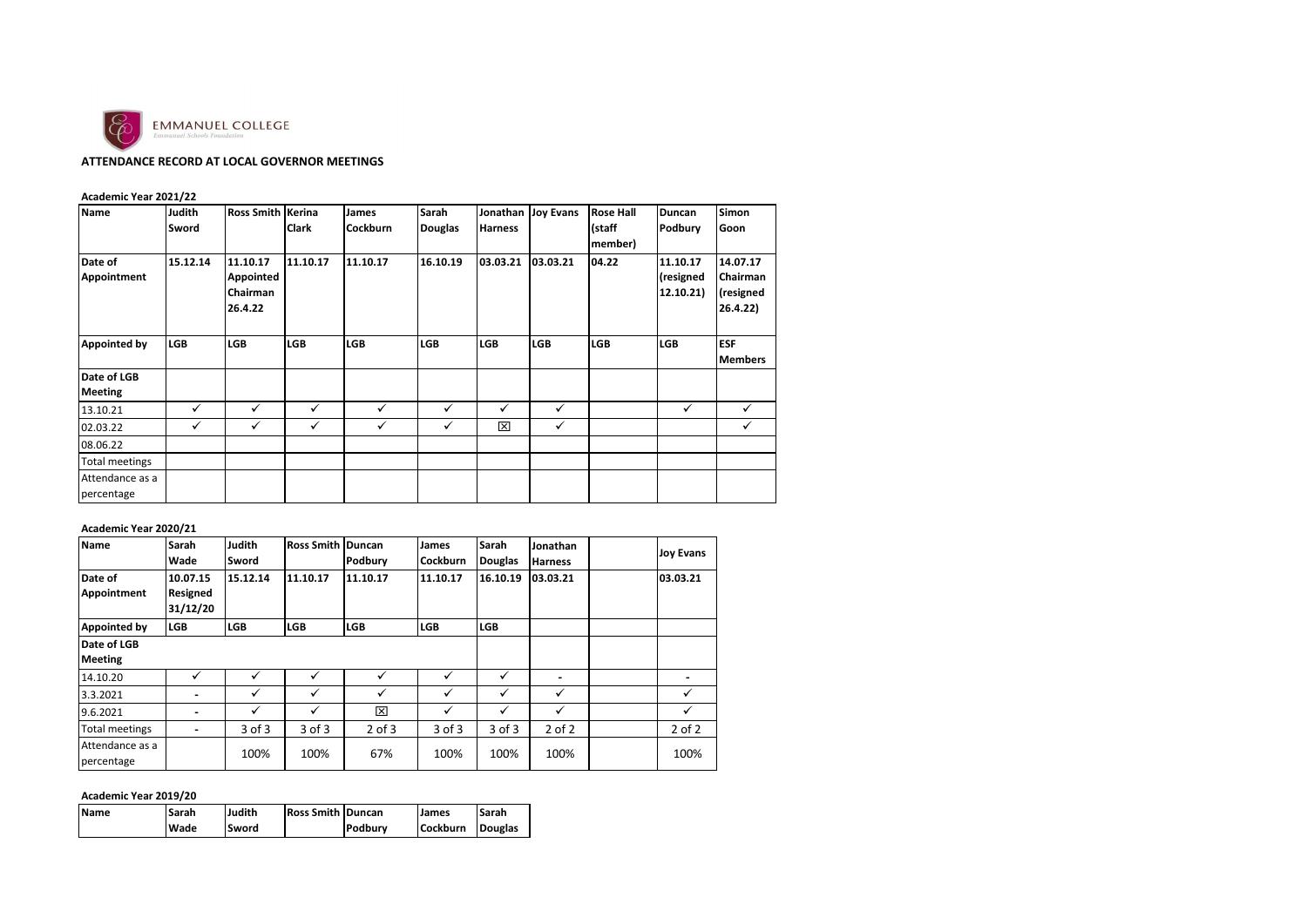EMMANUEL COLLEGE
*Emmanuel Schools Foundation*

## ATTENDANCE RECORD AT LOCAL GOVERNOR MEETINGS

**Academic Year 2021/22**

| Name | Judith Sword | Ross Smith | Kerina Clark | James Cockburn | Sarah Douglas | Jonathan Harness | Joy Evans | Rose Hall (staff member) | Duncan Podbury | Simon Goon |
|---|---|---|---|---|---|---|---|---|---|---|
| Date of Appointment | 15.12.14 | 11.10.17 Appointed Chairman 26.4.22 | 11.10.17 | 11.10.17 | 16.10.19 | 03.03.21 | 03.03.21 | 04.22 | 11.10.17 (resigned 12.10.21) | 14.07.17 Chairman (resigned 26.4.22) |
| Appointed by | LGB | LGB | LGB | LGB | LGB | LGB | LGB | LGB | LGB | ESF Members |
| Date of LGB Meeting | | | | | | | | | | |
| 13.10.21 | ✓ | ✓ | ✓ | ✓ | ✓ | ✓ | ✓ | | ✓ | ✓ |
| 02.03.22 | ✓ | ✓ | ✓ | ✓ | ✓ | ☒ | ✓ | | | ✓ |
| 08.06.22 | | | | | | | | | | |
| Total meetings | | | | | | | | | | |
| Attendance as a percentage | | | | | | | | | | |

**Academic Year 2020/21**

| Name | Sarah Wade | Judith Sword | Ross Smith | Duncan Podbury | James Cockburn | Sarah Douglas | Jonathan Harness | | Joy Evans |
|---|---|---|---|---|---|---|---|---|---|
| Date of Appointment | 10.07.15 Resigned 31/12/20 | 15.12.14 | 11.10.17 | 11.10.17 | 11.10.17 | 16.10.19 | 03.03.21 | | 03.03.21 |
| Appointed by | LGB | LGB | LGB | LGB | LGB | LGB | | | |
| Date of LGB Meeting | | | | | | | | | |
| 14.10.20 | ✓ | ✓ | ✓ | ✓ | ✓ | ✓ | - | | - |
| 3.3.2021 | - | ✓ | ✓ | ✓ | ✓ | ✓ | ✓ | | ✓ |
| 9.6.2021 | - | ✓ | ✓ | ☒ | ✓ | ✓ | ✓ | | ✓ |
| Total meetings | - | 3 of 3 | 3 of 3 | 2 of 3 | 3 of 3 | 3 of 3 | 2 of 2 | | 2 of 2 |
| Attendance as a percentage | | 100% | 100% | 67% | 100% | 100% | 100% | | 100% |

**Academic Year 2019/20**

| Name | Sarah Wade | Judith Sword | Ross Smith | Duncan Podbury | James Cockburn | Sarah Douglas |
|---|---|---|---|---|---|---|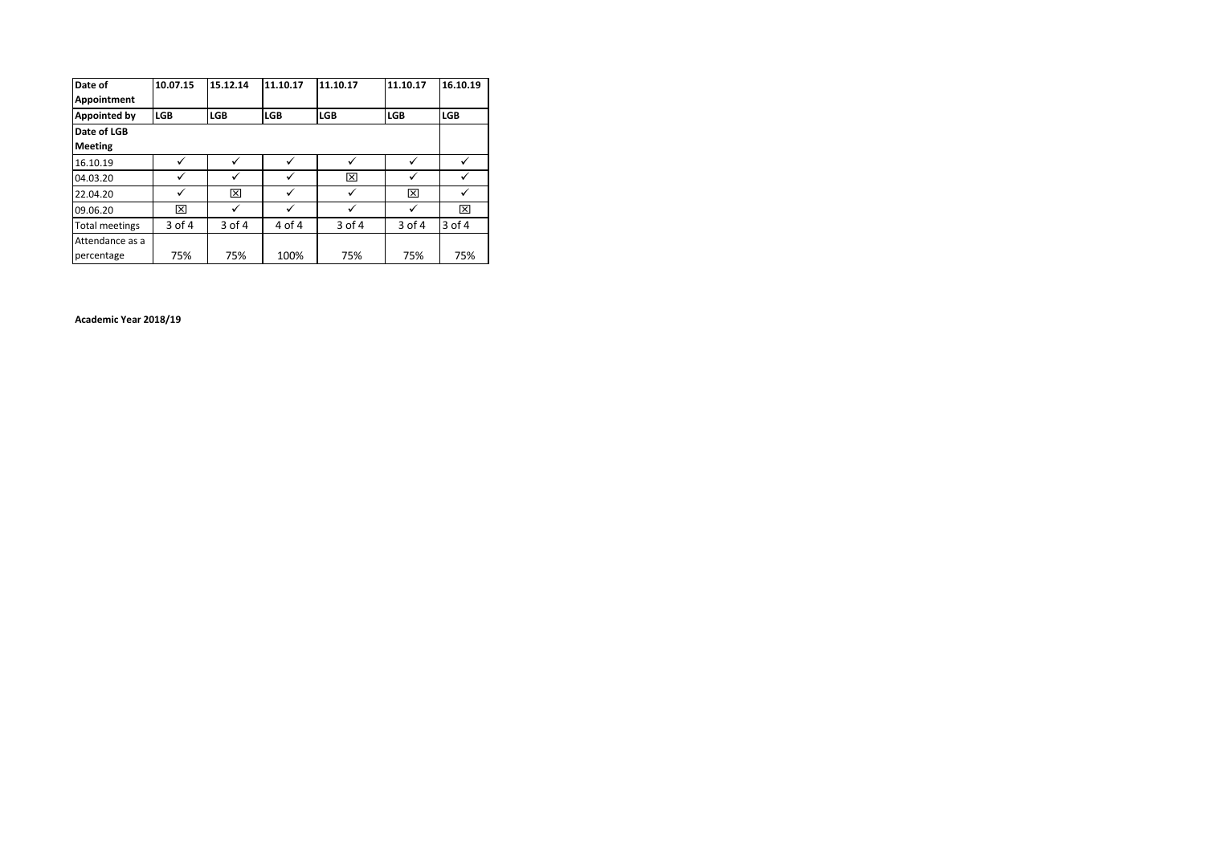| Date of Appointment | 10.07.15 | 15.12.14 | 11.10.17 | 11.10.17 | 11.10.17 | 16.10.19 |
|---|---|---|---|---|---|---|
| Appointed by | LGB | LGB | LGB | LGB | LGB | LGB |
| Date of LGB Meeting | | | | | | |
| 16.10.19 | ✓ | ✓ | ✓ | ✓ | ✓ | ✓ |
| 04.03.20 | ✓ | ✓ | ✓ | ☒ | ✓ | ✓ |
| 22.04.20 | ✓ | ☒ | ✓ | ✓ | ☒ | ✓ |
| 09.06.20 | ☒ | ✓ | ✓ | ✓ | ✓ | ☒ |
| Total meetings | 3 of 4 | 3 of 4 | 4 of 4 | 3 of 4 | 3 of 4 | 3 of 4 |
| Attendance as a percentage | 75% | 75% | 100% | 75% | 75% | 75% |

**Academic Year 2018/19**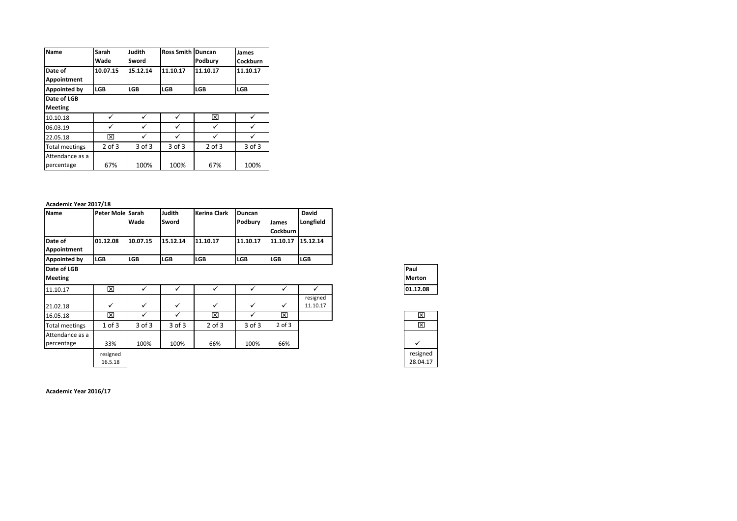| Name | Sarah Wade | Judith Sword | Ross Smith | Duncan Podbury | James Cockburn |
|---|---|---|---|---|---|
| Date of Appointment | **10.07.15** | **15.12.14** | **11.10.17** | **11.10.17** | **11.10.17** |
| Appointed by | **LGB** | **LGB** | **LGB** | **LGB** | **LGB** |
| **Date of LGB Meeting** | | | | | |
| 10.10.18 | ✓ | ✓ | ✓ | ☒ | ✓ |
| 06.03.19 | ✓ | ✓ | ✓ | ✓ | ✓ |
| 22.05.18 | ☒ | ✓ | ✓ | ✓ | ✓ |
| Total meetings | 2 of 3 | 3 of 3 | 3 of 3 | 2 of 3 | 3 of 3 |
| Attendance as a percentage | 67% | 100% | 100% | 67% | 100% |

**Academic Year 2017/18**

| Name | Peter Mole | Sarah Wade | Judith Sword | Kerina Clark | Duncan Podbury | James Cockburn | David Longfield |
|---|---|---|---|---|---|---|---|
| Date of Appointment | **01.12.08** | **10.07.15** | **15.12.14** | **11.10.17** | **11.10.17** | **11.10.17** | **15.12.14** |
| Appointed by | **LGB** | **LGB** | **LGB** | **LGB** | **LGB** | **LGB** | **LGB** |
| **Date of LGB Meeting** | | | | | | | |
| 11.10.17 | ☒ | ✓ | ✓ | ✓ | ✓ | ✓ | ✓ |
| 21.02.18 | ✓ | ✓ | ✓ | ✓ | ✓ | ✓ | resigned 11.10.17 |
| 16.05.18 | ☒ | ✓ | ✓ | ☒ | ✓ | ☒ | |
| Total meetings | 1 of 3 | 3 of 3 | 3 of 3 | 2 of 3 | 3 of 3 | 2 of 3 | |
| Attendance as a percentage | 33% | 100% | 100% | 66% | 100% | 66% | |
| | resigned 16.5.18 | | | | | | |

| Paul Merton |
|---|
| **01.12.08** |
| ☒ |
| ☒ |
| ✓ |
| resigned 28.04.17 |

**Academic Year 2016/17**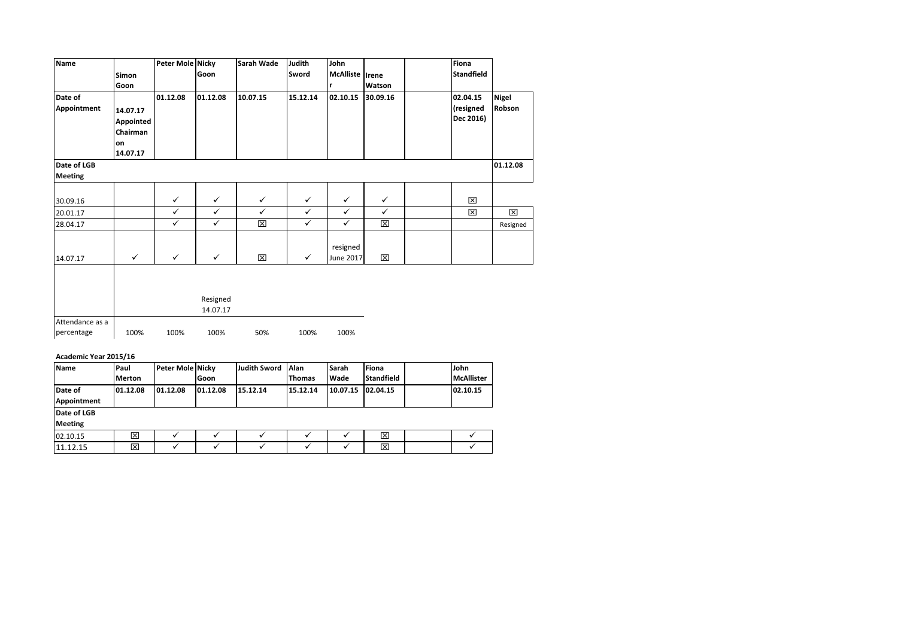| Name | Simon Goon | Peter Mole | Nicky Goon | Sarah Wade | Judith Sword | John McAllister | Irene Watson | | Fiona Standfield | |
|---|---|---|---|---|---|---|---|---|---|---|
| **Date of Appointment** | **14.07.17 Appointed Chairman on 14.07.17** | **01.12.08** | **01.12.08** | **10.07.15** | **15.12.14** | **02.10.15** | **30.09.16** | | **02.04.15 (resigned Dec 2016)** | **Nigel Robson** |
| **Date of LGB Meeting** | | | | | | | | | | **01.12.08** |
| 30.09.16 | | ✓ | ✓ | ✓ | ✓ | ✓ | ✓ | | ☒ | |
| 20.01.17 | | ✓ | ✓ | ✓ | ✓ | ✓ | ✓ | | ☒ | ☒ |
| 28.04.17 | | ✓ | ✓ | ☒ | ✓ | ✓ | ☒ | | | Resigned |
| 14.07.17 | ✓ | ✓ | ✓ | ☒ | ✓ | resigned June 2017 | ☒ | | | |
| | | | Resigned 14.07.17 | | | | | | | |
| Attendance as a percentage | 100% | 100% | 100% | 50% | 100% | 100% | | | | |

**Academic Year 2015/16**

| Name | Paul Merton | Peter Mole | Nicky Goon | Judith Sword | Alan Thomas | Sarah Wade | Fiona Standfield | | John McAllister |
|---|---|---|---|---|---|---|---|---|---|
| **Date of Appointment** | **01.12.08** | **01.12.08** | **01.12.08** | **15.12.14** | **15.12.14** | **10.07.15** | **02.04.15** | | **02.10.15** |
| **Date of LGB Meeting** | | | | | | | | | |
| 02.10.15 | ☒ | ✓ | ✓ | ✓ | ✓ | ✓ | ☒ | | ✓ |
| 11.12.15 | ☒ | ✓ | ✓ | ✓ | ✓ | ✓ | ☒ | | ✓ |